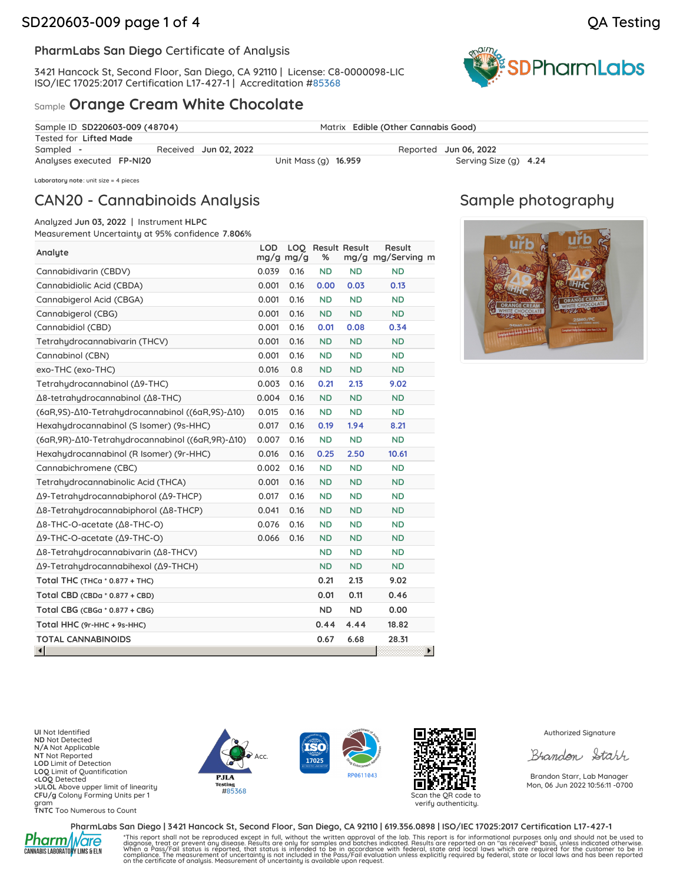## PharmLabs San Diego Certificate of Analysis

3421 Hancock St, Second Floor, San Diego, CA 92110 | License: C8-0000098-LIC
ISO/IEC 17025:2017 Certification L17-427-1 | Accreditation #85368

Sample **Orange Cream White Chocolate**

| | | | |
|---|---|---|---|
| Sample ID **SD220603-009 (48704)** | | Matrix **Edible (Other Cannabis Good)** | |
| Tested for **Lifted Made** | | | |
| Sampled **-** | Received **Jun 02, 2022** | | Reported **Jun 06, 2022** |
| Analyses executed **FP-NI20** | | Unit Mass (g) **16.959** | Serving Size (g) **4.24** |

**Laboratory note**: unit size = 4 pieces

## CAN20 - Cannabinoids Analysis

Analyzed **Jun 03, 2022** | Instrument **HLPC**
Measurement Uncertainty at 95% confidence **7.806%**

| Analyte | LOD mg/g | LOQ mg/g | Result % | Result mg/g | Result mg/Serving |
|---|---|---|---|---|---|
| Cannabidivarin (CBDV) | 0.039 | 0.16 | ND | ND | ND |
| Cannabidiolic Acid (CBDA) | 0.001 | 0.16 | 0.00 | 0.03 | 0.13 |
| Cannabigerolic Acid (CBGA) | 0.001 | 0.16 | ND | ND | ND |
| Cannabigerol (CBG) | 0.001 | 0.16 | ND | ND | ND |
| Cannabidiol (CBD) | 0.001 | 0.16 | 0.01 | 0.08 | 0.34 |
| Tetrahydrocannabivarin (THCV) | 0.001 | 0.16 | ND | ND | ND |
| Cannabinol (CBN) | 0.001 | 0.16 | ND | ND | ND |
| exo-THC (exo-THC) | 0.016 | 0.8 | ND | ND | ND |
| Tetrahydrocannabinol (Δ9-THC) | 0.003 | 0.16 | 0.21 | 2.13 | 9.02 |
| Δ8-tetrahydrocannabinol (Δ8-THC) | 0.004 | 0.16 | ND | ND | ND |
| (6aR,9S)-Δ10-Tetrahydrocannabinol ((6aR,9S)-Δ10) | 0.015 | 0.16 | ND | ND | ND |
| Hexahydrocannabinol (S Isomer) (9s-HHC) | 0.017 | 0.16 | 0.19 | 1.94 | 8.21 |
| (6aR,9R)-Δ10-Tetrahydrocannabinol ((6aR,9R)-Δ10) | 0.007 | 0.16 | ND | ND | ND |
| Hexahydrocannabinol (R Isomer) (9r-HHC) | 0.016 | 0.16 | 0.25 | 2.50 | 10.61 |
| Cannabichromene (CBC) | 0.002 | 0.16 | ND | ND | ND |
| Tetrahydrocannabinolic Acid (THCA) | 0.001 | 0.16 | ND | ND | ND |
| Δ9-Tetrahydrocannabiphorol (Δ9-THCP) | 0.017 | 0.16 | ND | ND | ND |
| Δ8-Tetrahydrocannabiphorol (Δ8-THCP) | 0.041 | 0.16 | ND | ND | ND |
| Δ8-THC-O-acetate (Δ8-THC-O) | 0.076 | 0.16 | ND | ND | ND |
| Δ9-THC-O-acetate (Δ9-THC-O) | 0.066 | 0.16 | ND | ND | ND |
| Δ8-Tetrahydrocannabivarin (Δ8-THCV) | | | ND | ND | ND |
| Δ9-Tetrahydrocannabihexol (Δ9-THCH) | | | ND | ND | ND |
| **Total THC** (THCa * 0.877 + THC) | | | 0.21 | 2.13 | 9.02 |
| **Total CBD** (CBDa * 0.877 + CBD) | | | 0.01 | 0.11 | 0.46 |
| **Total CBG** (CBGa * 0.877 + CBG) | | | ND | ND | 0.00 |
| **Total HHC** (9r-HHC + 9s-HHC) | | | 0.44 | 4.44 | 18.82 |
| **TOTAL CANNABINOIDS** | | | 0.67 | 6.68 | 28.31 |

## Sample photography

**UI** Not Identified
**ND** Not Detected
**N/A** Not Applicable
**NT** Not Reported
**LOD** Limit of Detection
**LOQ** Limit of Quantification
**<LOQ** Detected
**>ULOL** Above upper limit of linearity
**CFU/g** Colony Forming Units per 1 gram
**TNTC** Too Numerous to Count

PJLA Testing #85368

RP0611043

Scan the QR code to verify authenticity.

Authorized Signature

Brandon Starr, Lab Manager
Mon, 06 Jun 2022 10:56:11 -0700

**PharmLabs San Diego | 3421 Hancock St, Second Floor, San Diego, CA 92110 | 619.356.0898 | ISO/IEC 17025:2017 Certification L17-427-1**

*This report shall not be reproduced except in full, without the written approval of the lab. This report is for informational purposes only and should not be used to diagnose, treat or prevent any disease. Results are only for samples and batches indicated. Results are reported on an "as received" basis, unless indicated otherwise. When a Pass/Fail status is reported, that status is intended to be in accordance with federal, state and local laws which are required for the customer to be in compliance. The measurement of uncertainty is not included in the Pass/Fail evaluation unless explicitly required by federal, state or local laws and has been reported on the certificate of analysis. Measurement of uncertainty is available upon request.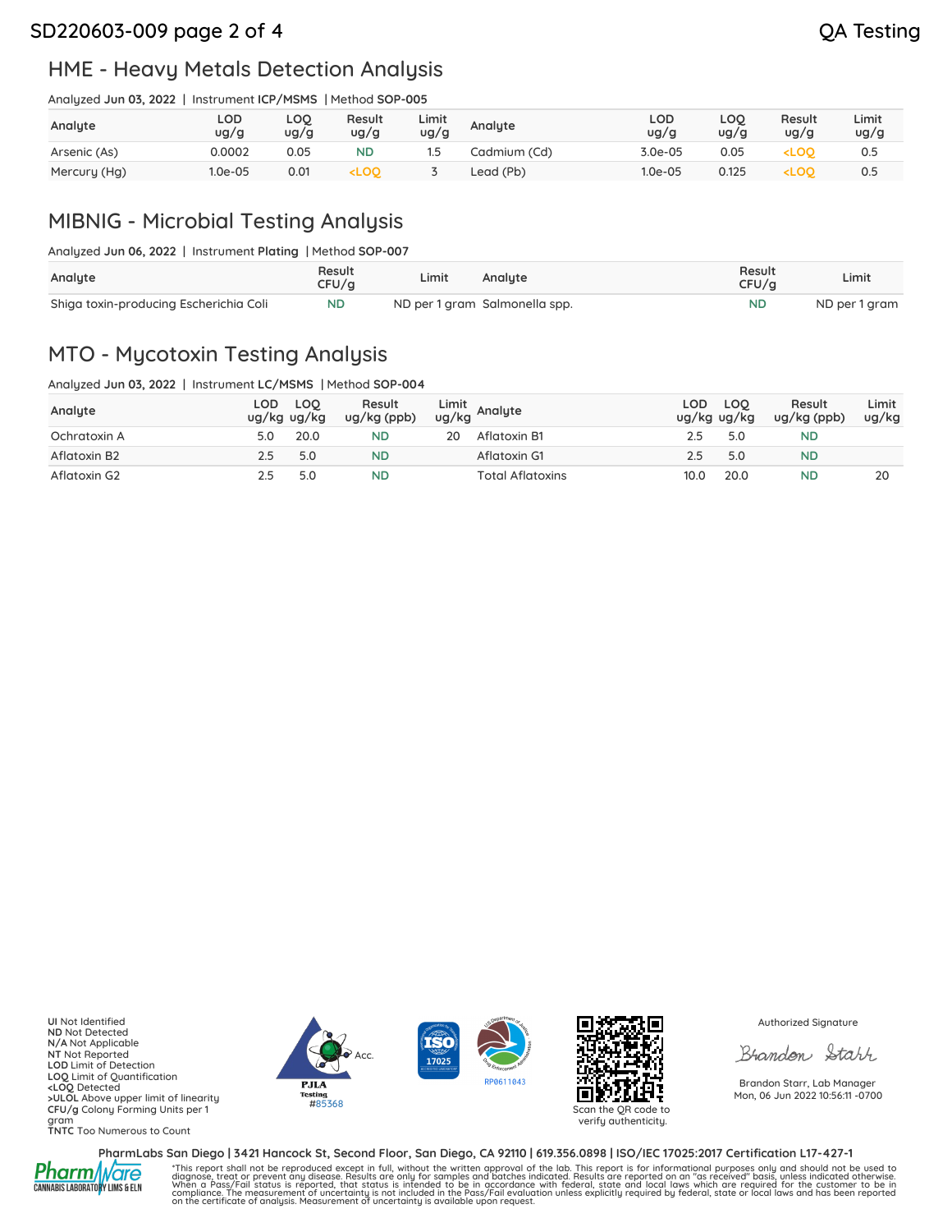## HME - Heavy Metals Detection Analysis

Analyzed **Jun 03, 2022** | Instrument **ICP/MSMS** | Method **SOP-005**

| Analyte | LOD ug/g | LOQ ug/g | Result ug/g | Limit ug/g | Analyte | LOD ug/g | LOQ ug/g | Result ug/g | Limit ug/g |
|---|---|---|---|---|---|---|---|---|---|
| Arsenic (As) | 0.0002 | 0.05 | ND | 1.5 | Cadmium (Cd) | 3.0e-05 | 0.05 | <LOQ | 0.5 |
| Mercury (Hg) | 1.0e-05 | 0.01 | <LOQ | 3 | Lead (Pb) | 1.0e-05 | 0.125 | <LOQ | 0.5 |

## MIBNIG - Microbial Testing Analysis

Analyzed **Jun 06, 2022** | Instrument **Plating** | Method **SOP-007**

| Analyte | Result CFU/g | Limit | Analyte | Result CFU/g | Limit |
|---|---|---|---|---|---|
| Shiga toxin-producing Escherichia Coli | ND | ND per 1 gram | Salmonella spp. | ND | ND per 1 gram |

## MTO - Mycotoxin Testing Analysis

Analyzed **Jun 03, 2022** | Instrument **LC/MSMS** | Method **SOP-004**

| Analyte | LOD ug/kg | LOQ ug/kg | Result ug/kg (ppb) | Limit ug/kg | Analyte | LOD ug/kg | LOQ ug/kg | Result ug/kg (ppb) | Limit ug/kg |
|---|---|---|---|---|---|---|---|---|---|
| Ochratoxin A | 5.0 | 20.0 | ND | 20 | Aflatoxin B1 | 2.5 | 5.0 | ND | |
| Aflatoxin B2 | 2.5 | 5.0 | ND | | Aflatoxin G1 | 2.5 | 5.0 | ND | |
| Aflatoxin G2 | 2.5 | 5.0 | ND | | Total Aflatoxins | 10.0 | 20.0 | ND | 20 |

**UI** Not Identified
**ND** Not Detected
**N/A** Not Applicable
**NT** Not Reported
**LOD** Limit of Detection
**LOQ** Limit of Quantification
**<LOQ** Detected
**>ULOL** Above upper limit of linearity
**CFU/g** Colony Forming Units per 1 gram
**TNTC** Too Numerous to Count

PJLA Testing #85368

ISO 17025

RP0611043

Scan the QR code to verify authenticity.

Authorized Signature

Brandon Starr, Lab Manager
Mon, 06 Jun 2022 10:56:11 -0700

**PharmLabs San Diego | 3421 Hancock St, Second Floor, San Diego, CA 92110 | 619.356.0898 | ISO/IEC 17025:2017 Certification L17-427-1**

*This report shall not be reproduced except in full, without the written approval of the lab. This report is for informational purposes only and should not be used to diagnose, treat or prevent any disease. Results are only for samples and batches indicated. Results are reported on an "as received" basis, unless indicated otherwise. When a Pass/Fail status is reported, that status is intended to be in accordance with federal, state and local laws which are required for the customer to be in compliance. The measurement of uncertainty is not included in the Pass/Fail evaluation unless explicitly required by federal, state or local laws and has been reported on the certificate of analysis. Measurement of uncertainty is available upon request.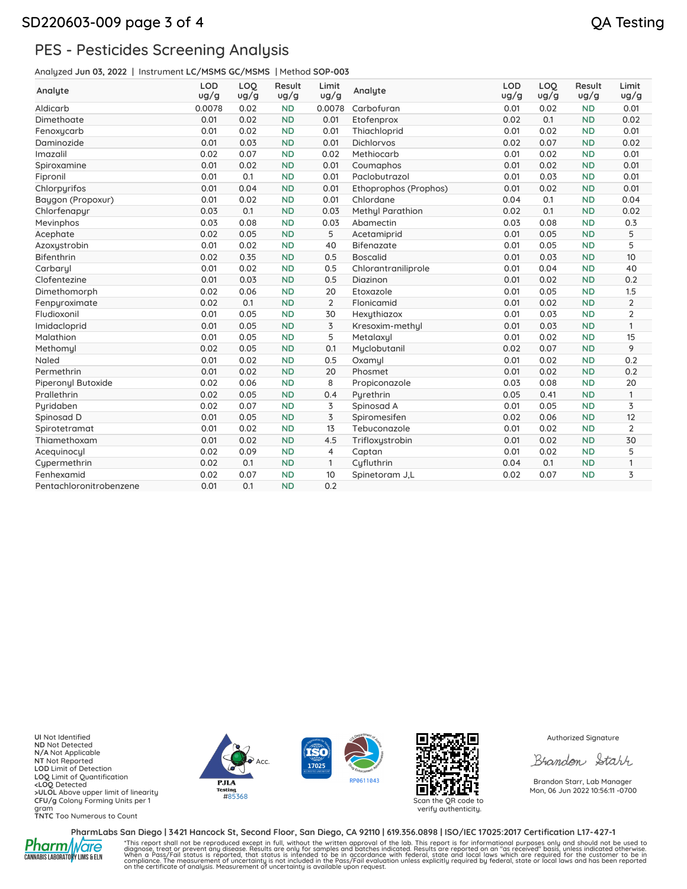# PES - Pesticides Screening Analysis

Analyzed **Jun 03, 2022** | Instrument **LC/MSMS GC/MSMS** | Method **SOP-003**

| Analyte | LOD ug/g | LOQ ug/g | Result ug/g | Limit ug/g | Analyte | LOD ug/g | LOQ ug/g | Result ug/g | Limit ug/g |
|---|---|---|---|---|---|---|---|---|---|
| Aldicarb | 0.0078 | 0.02 | ND | 0.0078 | Carbofuran | 0.01 | 0.02 | ND | 0.01 |
| Dimethoate | 0.01 | 0.02 | ND | 0.01 | Etofenprox | 0.02 | 0.1 | ND | 0.02 |
| Fenoxycarb | 0.01 | 0.02 | ND | 0.01 | Thiachloprid | 0.01 | 0.02 | ND | 0.01 |
| Daminozide | 0.01 | 0.03 | ND | 0.01 | Dichlorvos | 0.02 | 0.07 | ND | 0.02 |
| Imazalil | 0.02 | 0.07 | ND | 0.02 | Methiocarb | 0.01 | 0.02 | ND | 0.01 |
| Spiroxamine | 0.01 | 0.02 | ND | 0.01 | Coumaphos | 0.01 | 0.02 | ND | 0.01 |
| Fipronil | 0.01 | 0.1 | ND | 0.01 | Paclobutrazol | 0.01 | 0.03 | ND | 0.01 |
| Chlorpyrifos | 0.01 | 0.04 | ND | 0.01 | Ethoprophos (Prophos) | 0.01 | 0.02 | ND | 0.01 |
| Baygon (Propoxur) | 0.01 | 0.02 | ND | 0.01 | Chlordane | 0.04 | 0.1 | ND | 0.04 |
| Chlorfenapyr | 0.03 | 0.1 | ND | 0.03 | Methyl Parathion | 0.02 | 0.1 | ND | 0.02 |
| Mevinphos | 0.03 | 0.08 | ND | 0.03 | Abamectin | 0.03 | 0.08 | ND | 0.3 |
| Acephate | 0.02 | 0.05 | ND | 5 | Acetamiprid | 0.01 | 0.05 | ND | 5 |
| Azoxystrobin | 0.01 | 0.02 | ND | 40 | Bifenazate | 0.01 | 0.05 | ND | 5 |
| Bifenthrin | 0.02 | 0.35 | ND | 0.5 | Boscalid | 0.01 | 0.03 | ND | 10 |
| Carbaryl | 0.01 | 0.02 | ND | 0.5 | Chlorantraniliprole | 0.01 | 0.04 | ND | 40 |
| Clofentezine | 0.01 | 0.03 | ND | 0.5 | Diazinon | 0.01 | 0.02 | ND | 0.2 |
| Dimethomorph | 0.02 | 0.06 | ND | 20 | Etoxazole | 0.01 | 0.05 | ND | 1.5 |
| Fenpyroximate | 0.02 | 0.1 | ND | 2 | Flonicamid | 0.01 | 0.02 | ND | 2 |
| Fludioxonil | 0.01 | 0.05 | ND | 30 | Hexythiazox | 0.01 | 0.03 | ND | 2 |
| Imidacloprid | 0.01 | 0.05 | ND | 3 | Kresoxim-methyl | 0.01 | 0.03 | ND | 1 |
| Malathion | 0.01 | 0.05 | ND | 5 | Metalaxyl | 0.01 | 0.02 | ND | 15 |
| Methomyl | 0.02 | 0.05 | ND | 0.1 | Myclobutanil | 0.02 | 0.07 | ND | 9 |
| Naled | 0.01 | 0.02 | ND | 0.5 | Oxamyl | 0.01 | 0.02 | ND | 0.2 |
| Permethrin | 0.01 | 0.02 | ND | 20 | Phosmet | 0.01 | 0.02 | ND | 0.2 |
| Piperonyl Butoxide | 0.02 | 0.06 | ND | 8 | Propiconazole | 0.03 | 0.08 | ND | 20 |
| Prallethrin | 0.02 | 0.05 | ND | 0.4 | Pyrethrin | 0.05 | 0.41 | ND | 1 |
| Pyridaben | 0.02 | 0.07 | ND | 3 | Spinosad A | 0.01 | 0.05 | ND | 3 |
| Spinosad D | 0.01 | 0.05 | ND | 3 | Spiromesifen | 0.02 | 0.06 | ND | 12 |
| Spirotetramat | 0.01 | 0.02 | ND | 13 | Tebuconazole | 0.01 | 0.02 | ND | 2 |
| Thiamethoxam | 0.01 | 0.02 | ND | 4.5 | Trifloxystrobin | 0.01 | 0.02 | ND | 30 |
| Acequinocyl | 0.02 | 0.09 | ND | 4 | Captan | 0.01 | 0.02 | ND | 5 |
| Cypermethrin | 0.02 | 0.1 | ND | 1 | Cyfluthrin | 0.04 | 0.1 | ND | 1 |
| Fenhexamid | 0.02 | 0.07 | ND | 10 | Spinetoram J,L | 0.02 | 0.07 | ND | 3 |
| Pentachloronitrobenzene | 0.01 | 0.1 | ND | 0.2 | | | | | |

**UI** Not Identified
**ND** Not Detected
**N/A** Not Applicable
**NT** Not Reported
**LOD** Limit of Detection
**LOQ** Limit of Quantification
**<LOQ** Detected
**>ULOL** Above upper limit of linearity
**CFU/g** Colony Forming Units per 1 gram
**TNTC** Too Numerous to Count

PJLA Testing Acc. #85368

RP0611043

Scan the QR code to verify authenticity.

Authorized Signature

Brandon Starr, Lab Manager
Mon, 06 Jun 2022 10:56:11 -0700

**PharmLabs San Diego | 3421 Hancock St, Second Floor, San Diego, CA 92110 | 619.356.0898 | ISO/IEC 17025:2017 Certification L17-427-1**

*This report shall not be reproduced except in full, without the written approval of the lab. This report is for informational purposes only and should not be used to diagnose, treat or prevent any disease. Results are only for samples and batches indicated. Results are reported on an "as received" basis, unless indicated otherwise. When a Pass/Fail status is reported, that status is intended to be in accordance with federal, state and local laws which are required for the customer to be in compliance. The measurement of uncertainty is not included in the Pass/Fail evaluation unless explicitly required by federal, state or local laws and has been reported on the certificate of analysis. Measurement of uncertainty is available upon request.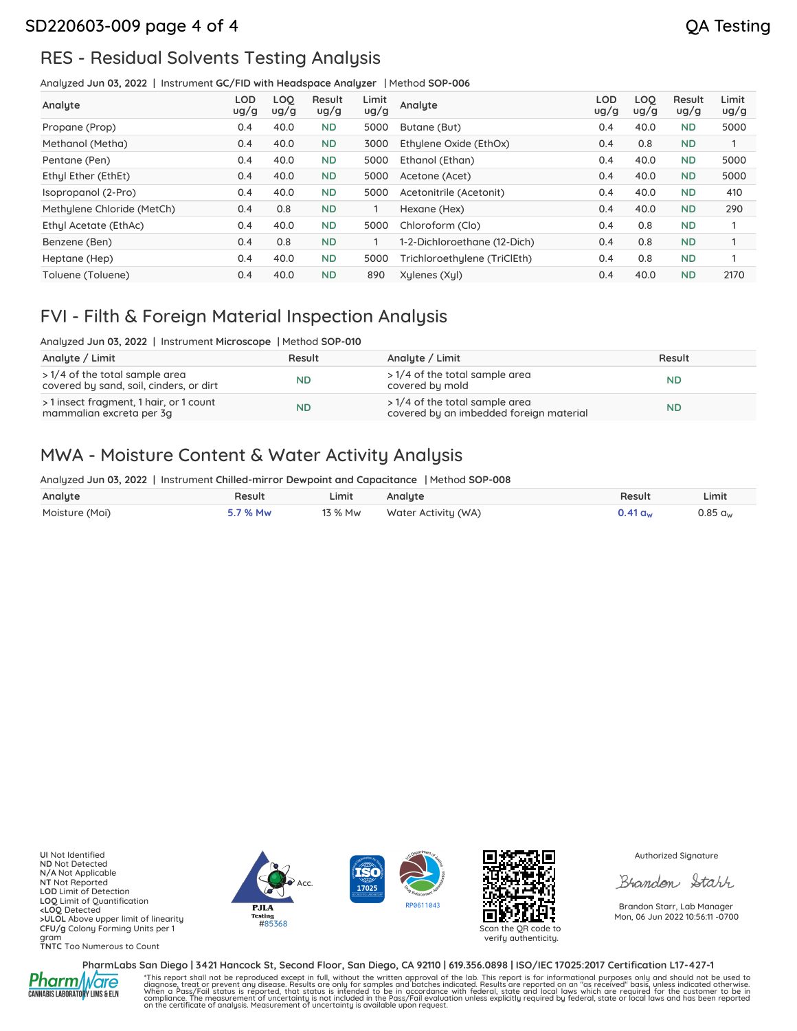## RES - Residual Solvents Testing Analysis

Analyzed **Jun 03, 2022** | Instrument **GC/FID with Headspace Analyzer** | Method **SOP-006**

| Analyte | LOD ug/g | LOQ ug/g | Result ug/g | Limit ug/g | Analyte | LOD ug/g | LOQ ug/g | Result ug/g | Limit ug/g |
|---|---|---|---|---|---|---|---|---|---|
| Propane (Prop) | 0.4 | 40.0 | ND | 5000 | Butane (But) | 0.4 | 40.0 | ND | 5000 |
| Methanol (Metha) | 0.4 | 40.0 | ND | 3000 | Ethylene Oxide (EthOx) | 0.4 | 0.8 | ND | 1 |
| Pentane (Pen) | 0.4 | 40.0 | ND | 5000 | Ethanol (Ethan) | 0.4 | 40.0 | ND | 5000 |
| Ethyl Ether (EthEt) | 0.4 | 40.0 | ND | 5000 | Acetone (Acet) | 0.4 | 40.0 | ND | 5000 |
| Isopropanol (2-Pro) | 0.4 | 40.0 | ND | 5000 | Acetonitrile (Acetonit) | 0.4 | 40.0 | ND | 410 |
| Methylene Chloride (MetCh) | 0.4 | 0.8 | ND | 1 | Hexane (Hex) | 0.4 | 40.0 | ND | 290 |
| Ethyl Acetate (EthAc) | 0.4 | 40.0 | ND | 5000 | Chloroform (Clo) | 0.4 | 0.8 | ND | 1 |
| Benzene (Ben) | 0.4 | 0.8 | ND | 1 | 1-2-Dichloroethane (12-Dich) | 0.4 | 0.8 | ND | 1 |
| Heptane (Hep) | 0.4 | 40.0 | ND | 5000 | Trichloroethylene (TriClEth) | 0.4 | 0.8 | ND | 1 |
| Toluene (Toluene) | 0.4 | 40.0 | ND | 890 | Xylenes (Xyl) | 0.4 | 40.0 | ND | 2170 |

## FVI - Filth & Foreign Material Inspection Analysis

Analyzed **Jun 03, 2022** | Instrument **Microscope** | Method **SOP-010**

| Analyte / Limit | Result | Analyte / Limit | Result |
|---|---|---|---|
| > 1/4 of the total sample area covered by sand, soil, cinders, or dirt | ND | > 1/4 of the total sample area covered by mold | ND |
| > 1 insect fragment, 1 hair, or 1 count mammalian excreta per 3g | ND | > 1/4 of the total sample area covered by an imbedded foreign material | ND |

## MWA - Moisture Content & Water Activity Analysis

Analyzed **Jun 03, 2022** | Instrument **Chilled-mirror Dewpoint and Capacitance** | Method **SOP-008**

| Analyte | Result | Limit | Analyte | Result | Limit |
|---|---|---|---|---|---|
| Moisture (Moi) | 5.7 % Mw | 13 % Mw | Water Activity (WA) | 0.41 $a_w$ | 0.85 $a_w$ |

**UI** Not Identified
**ND** Not Detected
**N/A** Not Applicable
**NT** Not Reported
**LOD** Limit of Detection
**LOQ** Limit of Quantification
**<LOQ** Detected
**>ULOL** Above upper limit of linearity
**CFU/g** Colony Forming Units per 1 gram
**TNTC** Too Numerous to Count

PJLA Testing #85368

RP0611043

Scan the QR code to verify authenticity.

Authorized Signature

Brandon Starr, Lab Manager
Mon, 06 Jun 2022 10:56:11 -0700

**PharmLabs San Diego | 3421 Hancock St, Second Floor, San Diego, CA 92110 | 619.356.0898 | ISO/IEC 17025:2017 Certification L17-427-1**

*This report shall not be reproduced except in full, without the written approval of the lab. This report is for informational purposes only and should not be used to diagnose, treat or prevent any disease. Results are only for samples and batches indicated. Results are reported on an "as received" basis, unless indicated otherwise. When a Pass/Fail status is reported, that status is intended to be in accordance with federal, state and local laws which are required for the customer to be in compliance. The measurement of uncertainty is not included in the Pass/Fail evaluation unless explicitly required by federal, state or local laws and has been reported on the certificate of analysis. Measurement of uncertainty is available upon request.